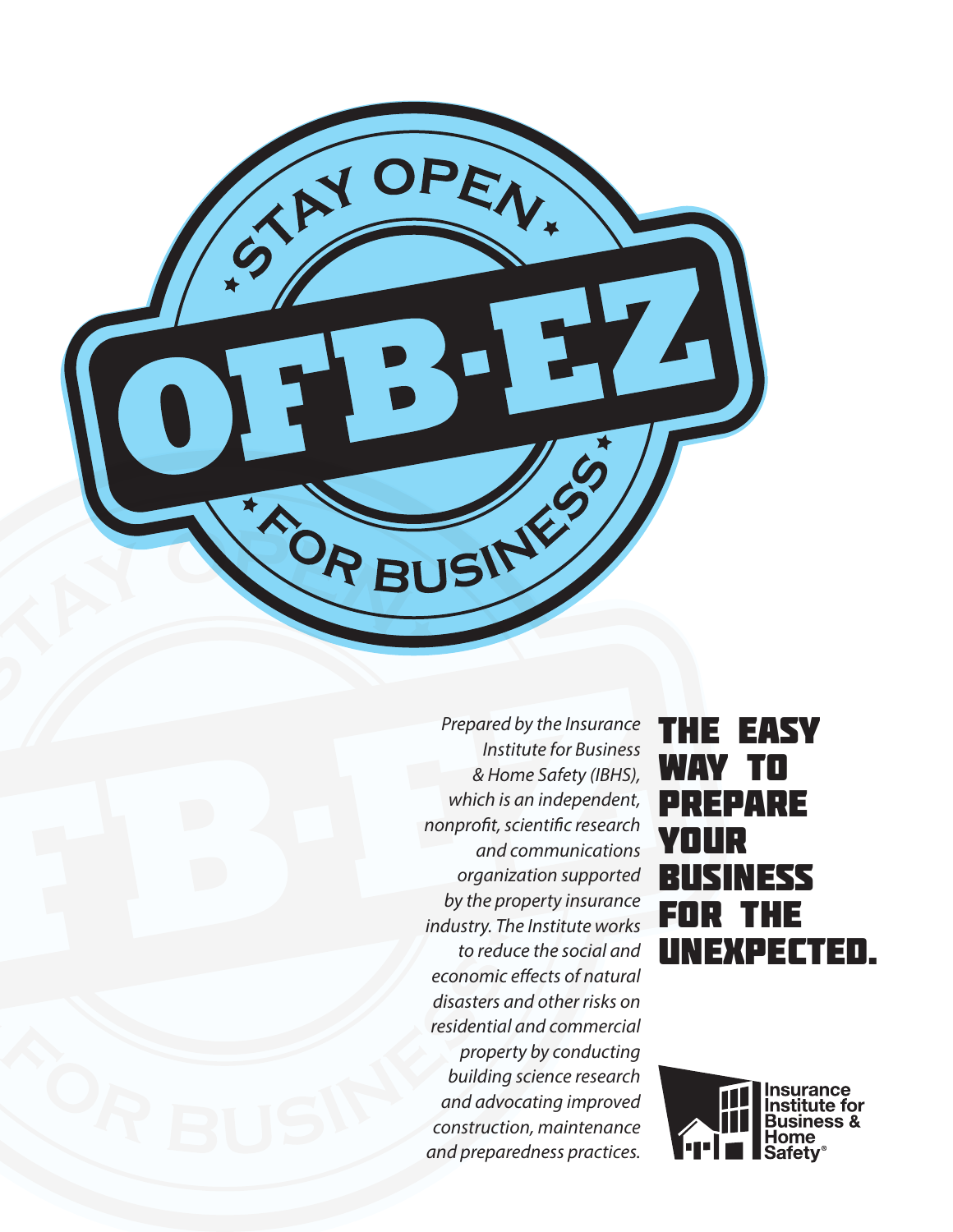# STAY OPEN

# OFB-EZ

# FOR BUSINESS

## THE EASY WAY TO PREPARE YOUR BUSINESS FOR THE UNEXPECTED.

*Prepared by the Insurance Institute for Business & Home Safety (IBHS), which is an independent, nonprofit, scientific research and communications organization supported by the property insurance industry. The Institute works to reduce the social and economic effects of natural disasters and other risks on residential and commercial property by conducting building science research and advocating improved construction, maintenance and preparedness practices.*

Insurance Institute for Business & Home Safety®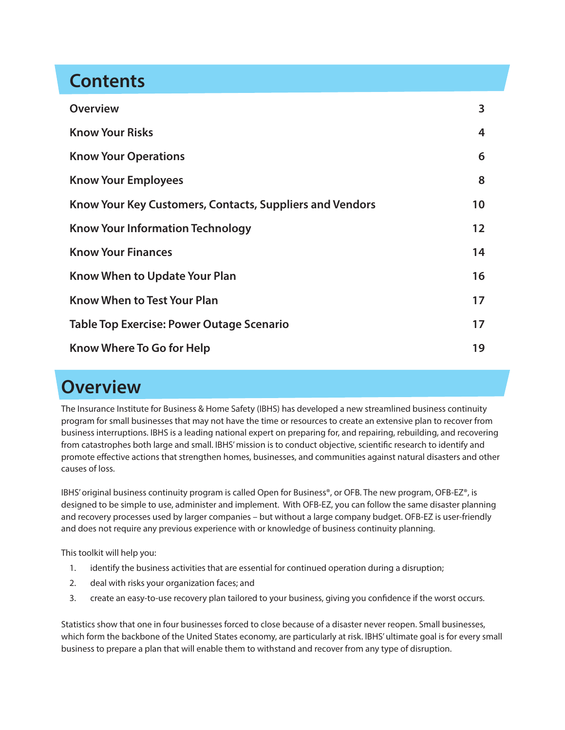# Contents

| | |
|---|---|
| **Overview** | **3** |
| **Know Your Risks** | **4** |
| **Know Your Operations** | **6** |
| **Know Your Employees** | **8** |
| **Know Your Key Customers, Contacts, Suppliers and Vendors** | **10** |
| **Know Your Information Technology** | **12** |
| **Know Your Finances** | **14** |
| **Know When to Update Your Plan** | **16** |
| **Know When to Test Your Plan** | **17** |
| **Table Top Exercise: Power Outage Scenario** | **17** |
| **Know Where To Go for Help** | **19** |

# Overview

The Insurance Institute for Business & Home Safety (IBHS) has developed a new streamlined business continuity program for small businesses that may not have the time or resources to create an extensive plan to recover from business interruptions. IBHS is a leading national expert on preparing for, and repairing, rebuilding, and recovering from catastrophes both large and small. IBHS' mission is to conduct objective, scientific research to identify and promote effective actions that strengthen homes, businesses, and communities against natural disasters and other causes of loss.

IBHS' original business continuity program is called Open for Business®, or OFB. The new program, OFB-EZ®, is designed to be simple to use, administer and implement. With OFB-EZ, you can follow the same disaster planning and recovery processes used by larger companies – but without a large company budget. OFB-EZ is user-friendly and does not require any previous experience with or knowledge of business continuity planning.

This toolkit will help you:

1. identify the business activities that are essential for continued operation during a disruption;
2. deal with risks your organization faces; and
3. create an easy-to-use recovery plan tailored to your business, giving you confidence if the worst occurs.

Statistics show that one in four businesses forced to close because of a disaster never reopen. Small businesses, which form the backbone of the United States economy, are particularly at risk. IBHS' ultimate goal is for every small business to prepare a plan that will enable them to withstand and recover from any type of disruption.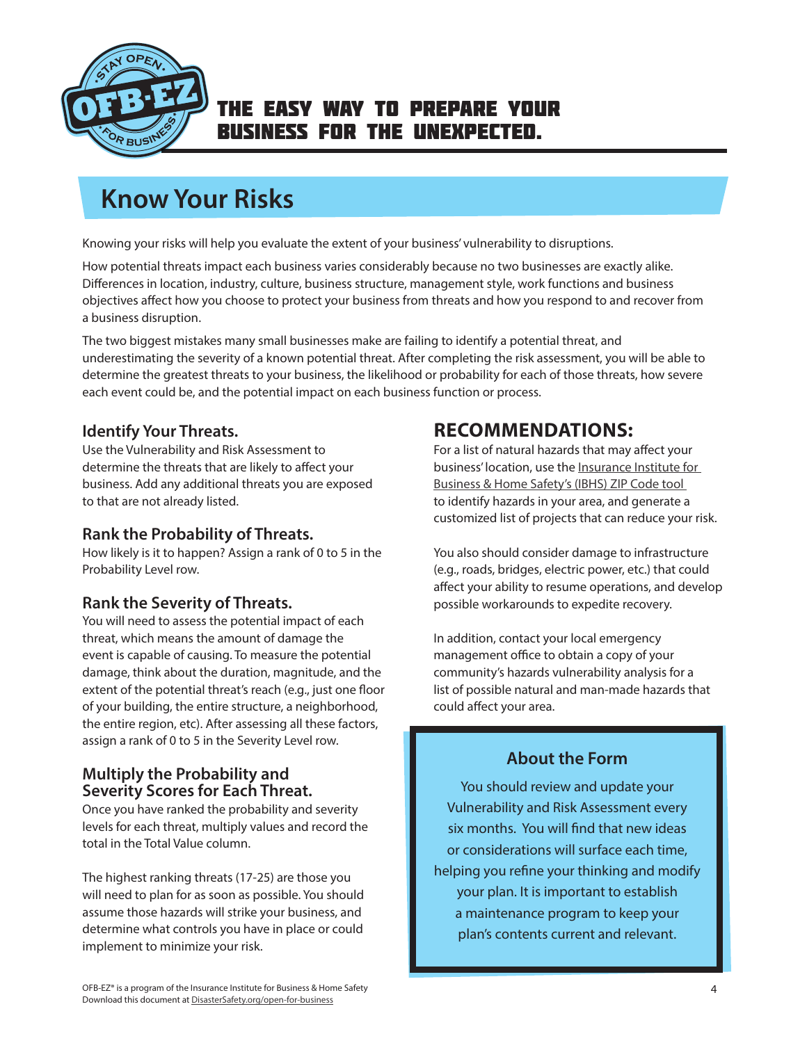THE EASY WAY TO PREPARE YOUR BUSINESS FOR THE UNEXPECTED.

# Know Your Risks

Knowing your risks will help you evaluate the extent of your business' vulnerability to disruptions.

How potential threats impact each business varies considerably because no two businesses are exactly alike. Differences in location, industry, culture, business structure, management style, work functions and business objectives affect how you choose to protect your business from threats and how you respond to and recover from a business disruption.

The two biggest mistakes many small businesses make are failing to identify a potential threat, and underestimating the severity of a known potential threat. After completing the risk assessment, you will be able to determine the greatest threats to your business, the likelihood or probability for each of those threats, how severe each event could be, and the potential impact on each business function or process.

### Identify Your Threats.

Use the Vulnerability and Risk Assessment to determine the threats that are likely to affect your business. Add any additional threats you are exposed to that are not already listed.

### Rank the Probability of Threats.

How likely is it to happen? Assign a rank of 0 to 5 in the Probability Level row.

### Rank the Severity of Threats.

You will need to assess the potential impact of each threat, which means the amount of damage the event is capable of causing. To measure the potential damage, think about the duration, magnitude, and the extent of the potential threat's reach (e.g., just one floor of your building, the entire structure, a neighborhood, the entire region, etc). After assessing all these factors, assign a rank of 0 to 5 in the Severity Level row.

### Multiply the Probability and Severity Scores for Each Threat.

Once you have ranked the probability and severity levels for each threat, multiply values and record the total in the Total Value column.

The highest ranking threats (17-25) are those you will need to plan for as soon as possible. You should assume those hazards will strike your business, and determine what controls you have in place or could implement to minimize your risk.

## RECOMMENDATIONS:

For a list of natural hazards that may affect your business' location, use the Insurance Institute for Business & Home Safety's (IBHS) ZIP Code tool to identify hazards in your area, and generate a customized list of projects that can reduce your risk.

You also should consider damage to infrastructure (e.g., roads, bridges, electric power, etc.) that could affect your ability to resume operations, and develop possible workarounds to expedite recovery.

In addition, contact your local emergency management office to obtain a copy of your community's hazards vulnerability analysis for a list of possible natural and man-made hazards that could affect your area.

### About the Form

You should review and update your Vulnerability and Risk Assessment every six months. You will find that new ideas or considerations will surface each time, helping you refine your thinking and modify your plan. It is important to establish a maintenance program to keep your plan's contents current and relevant.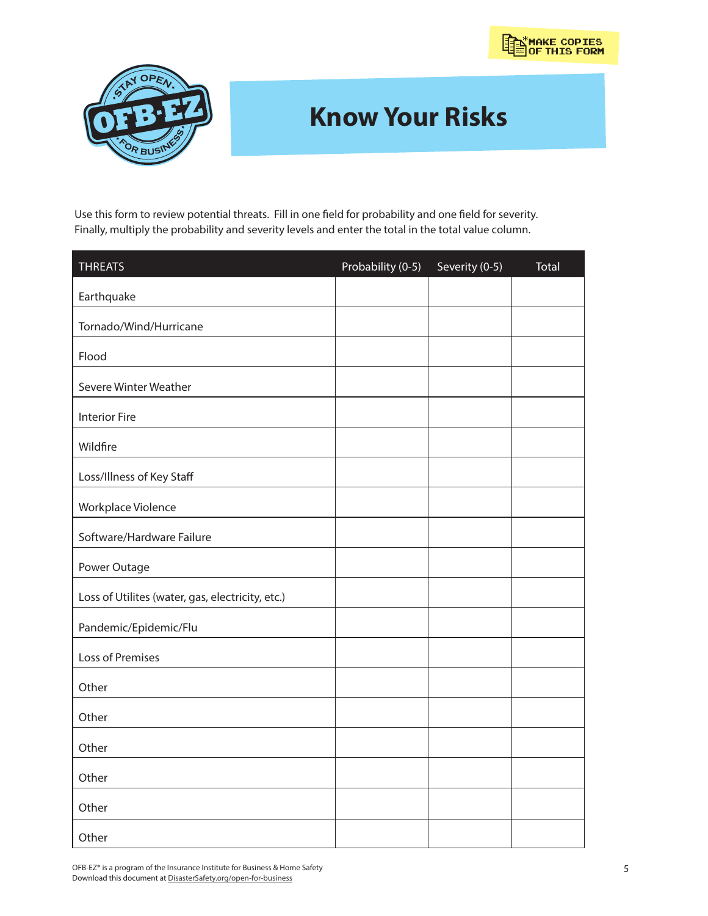*MAKE COPIES OF THIS FORM

# Know Your Risks

Use this form to review potential threats. Fill in one field for probability and one field for severity. Finally, multiply the probability and severity levels and enter the total in the total value column.

| THREATS | Probability (0-5) | Severity (0-5) | Total |
|---|---|---|---|
| Earthquake | | | |
| Tornado/Wind/Hurricane | | | |
| Flood | | | |
| Severe Winter Weather | | | |
| Interior Fire | | | |
| Wildfire | | | |
| Loss/Illness of Key Staff | | | |
| Workplace Violence | | | |
| Software/Hardware Failure | | | |
| Power Outage | | | |
| Loss of Utilites (water, gas, electricity, etc.) | | | |
| Pandemic/Epidemic/Flu | | | |
| Loss of Premises | | | |
| Other | | | |
| Other | | | |
| Other | | | |
| Other | | | |
| Other | | | |
| Other | | | |

OFB-EZ® is a program of the Insurance Institute for Business & Home Safety
Download this document at DisasterSafety.org/open-for-business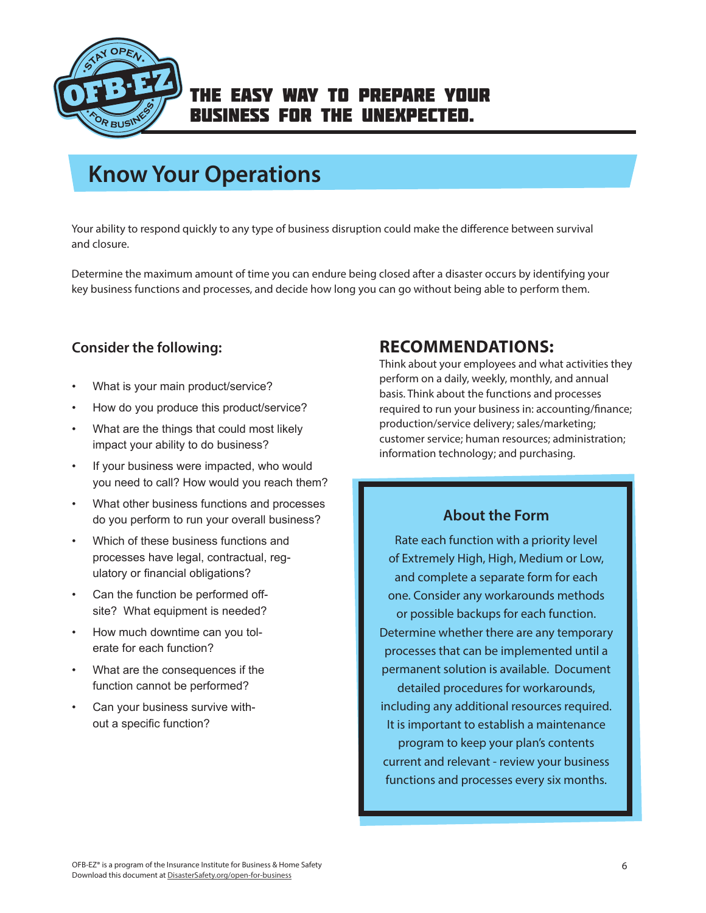# Know Your Operations

Your ability to respond quickly to any type of business disruption could make the difference between survival and closure.

Determine the maximum amount of time you can endure being closed after a disaster occurs by identifying your key business functions and processes, and decide how long you can go without being able to perform them.

### Consider the following:

- What is your main product/service?
- How do you produce this product/service?
- What are the things that could most likely impact your ability to do business?
- If your business were impacted, who would you need to call? How would you reach them?
- What other business functions and processes do you perform to run your overall business?
- Which of these business functions and processes have legal, contractual, regulatory or financial obligations?
- Can the function be performed off-site? What equipment is needed?
- How much downtime can you tolerate for each function?
- What are the consequences if the function cannot be performed?
- Can your business survive without a specific function?

## RECOMMENDATIONS:

Think about your employees and what activities they perform on a daily, weekly, monthly, and annual basis. Think about the functions and processes required to run your business in: accounting/finance; production/service delivery; sales/marketing; customer service; human resources; administration; information technology; and purchasing.

### About the Form

Rate each function with a priority level of Extremely High, High, Medium or Low, and complete a separate form for each one. Consider any workarounds methods or possible backups for each function. Determine whether there are any temporary processes that can be implemented until a permanent solution is available. Document detailed procedures for workarounds, including any additional resources required. It is important to establish a maintenance program to keep your plan's contents current and relevant - review your business functions and processes every six months.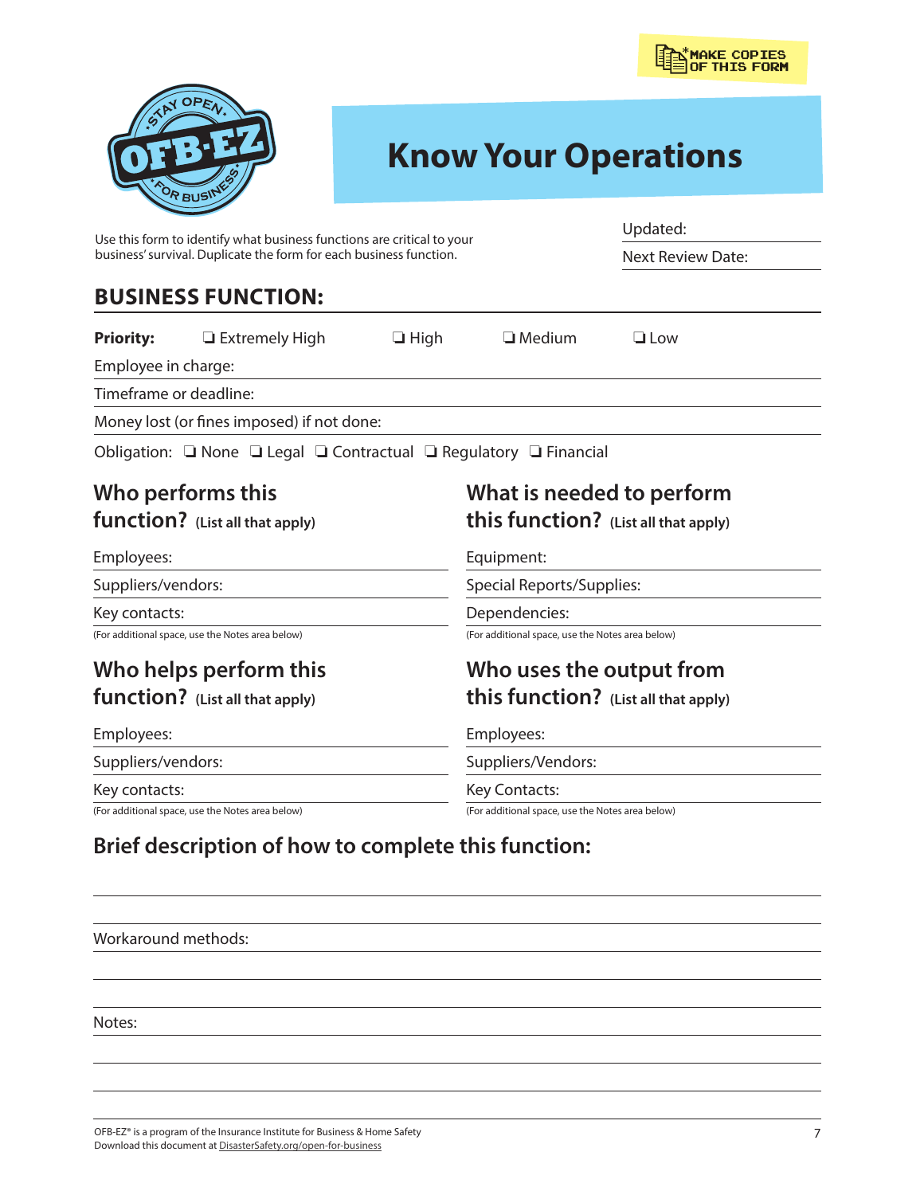*MAKE COPIES OF THIS FORM

# Know Your Operations

Use this form to identify what business functions are critical to your business' survival. Duplicate the form for each business function.

Updated:

Next Review Date:

## BUSINESS FUNCTION:

**Priority:** ❑ Extremely High ❑ High ❑ Medium ❑ Low

Employee in charge:

Timeframe or deadline:

Money lost (or fines imposed) if not done:

Obligation: ❑ None ❑ Legal ❑ Contractual ❑ Regulatory ❑ Financial

### Who performs this function? (List all that apply)

Employees:

Suppliers/vendors:

Key contacts:

(For additional space, use the Notes area below)

### What is needed to perform this function? (List all that apply)

Equipment:

Special Reports/Supplies:

Dependencies:

(For additional space, use the Notes area below)

### Who helps perform this function? (List all that apply)

Employees:

Suppliers/vendors:

Key contacts:

(For additional space, use the Notes area below)

### Who uses the output from this function? (List all that apply)

Employees:

Suppliers/Vendors:

Key Contacts:

(For additional space, use the Notes area below)

### Brief description of how to complete this function:

Workaround methods:

Notes:

OFB-EZ® is a program of the Insurance Institute for Business & Home Safety
Download this document at DisasterSafety.org/open-for-business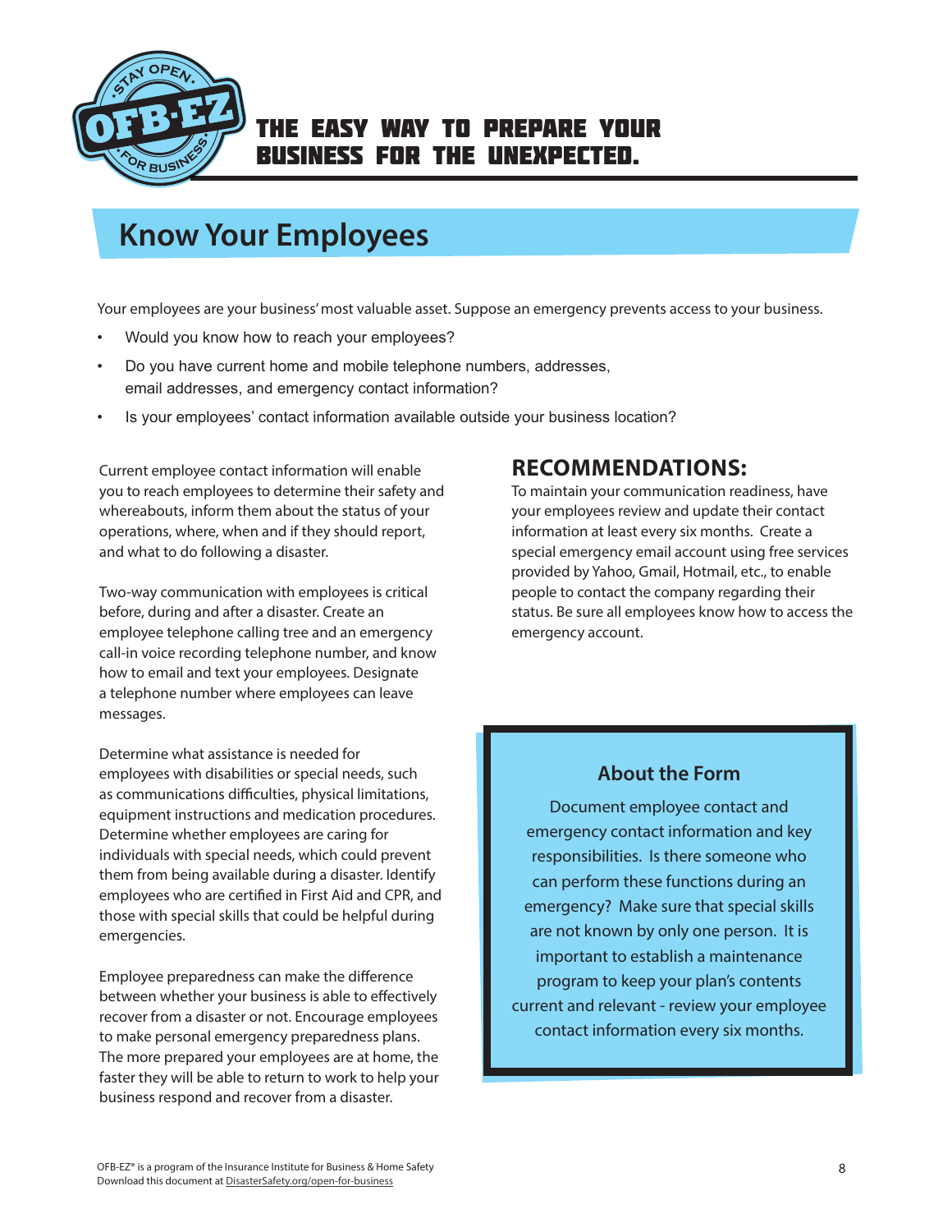# Know Your Employees

Your employees are your business' most valuable asset. Suppose an emergency prevents access to your business.

- Would you know how to reach your employees?
- Do you have current home and mobile telephone numbers, addresses, email addresses, and emergency contact information?
- Is your employees' contact information available outside your business location?

Current employee contact information will enable you to reach employees to determine their safety and whereabouts, inform them about the status of your operations, where, when and if they should report, and what to do following a disaster.

Two-way communication with employees is critical before, during and after a disaster. Create an employee telephone calling tree and an emergency call-in voice recording telephone number, and know how to email and text your employees. Designate a telephone number where employees can leave messages.

Determine what assistance is needed for employees with disabilities or special needs, such as communications difficulties, physical limitations, equipment instructions and medication procedures. Determine whether employees are caring for individuals with special needs, which could prevent them from being available during a disaster. Identify employees who are certified in First Aid and CPR, and those with special skills that could be helpful during emergencies.

Employee preparedness can make the difference between whether your business is able to effectively recover from a disaster or not. Encourage employees to make personal emergency preparedness plans. The more prepared your employees are at home, the faster they will be able to return to work to help your business respond and recover from a disaster.

## RECOMMENDATIONS:

To maintain your communication readiness, have your employees review and update their contact information at least every six months. Create a special emergency email account using free services provided by Yahoo, Gmail, Hotmail, etc., to enable people to contact the company regarding their status. Be sure all employees know how to access the emergency account.

### About the Form

Document employee contact and emergency contact information and key responsibilities. Is there someone who can perform these functions during an emergency? Make sure that special skills are not known by only one person. It is important to establish a maintenance program to keep your plan's contents current and relevant - review your employee contact information every six months.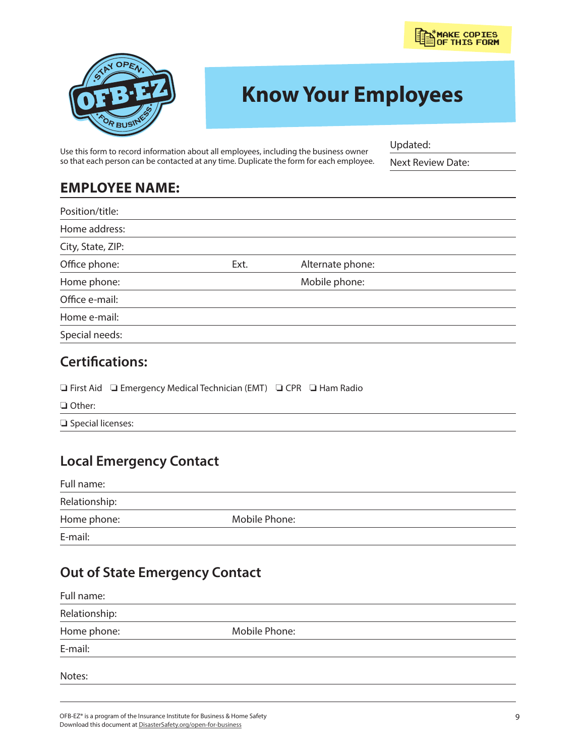*MAKE COPIES OF THIS FORM

# Know Your Employees

Use this form to record information about all employees, including the business owner so that each person can be contacted at any time. Duplicate the form for each employee.

Updated:

Next Review Date:

## EMPLOYEE NAME:

Position/title:

Home address:

City, State, ZIP:

Office phone: Ext. Alternate phone:

Home phone: Mobile phone:

Office e-mail:

Home e-mail:

Special needs:

## Certifications:

❑ First Aid ❑ Emergency Medical Technician (EMT) ❑ CPR ❑ Ham Radio

❑ Other:

❑ Special licenses:

## Local Emergency Contact

Full name:

Relationship:

Home phone: Mobile Phone:

E-mail:

## Out of State Emergency Contact

Full name:

Relationship:

Home phone: Mobile Phone:

E-mail:

Notes:

OFB-EZ® is a program of the Insurance Institute for Business & Home Safety
Download this document at DisasterSafety.org/open-for-business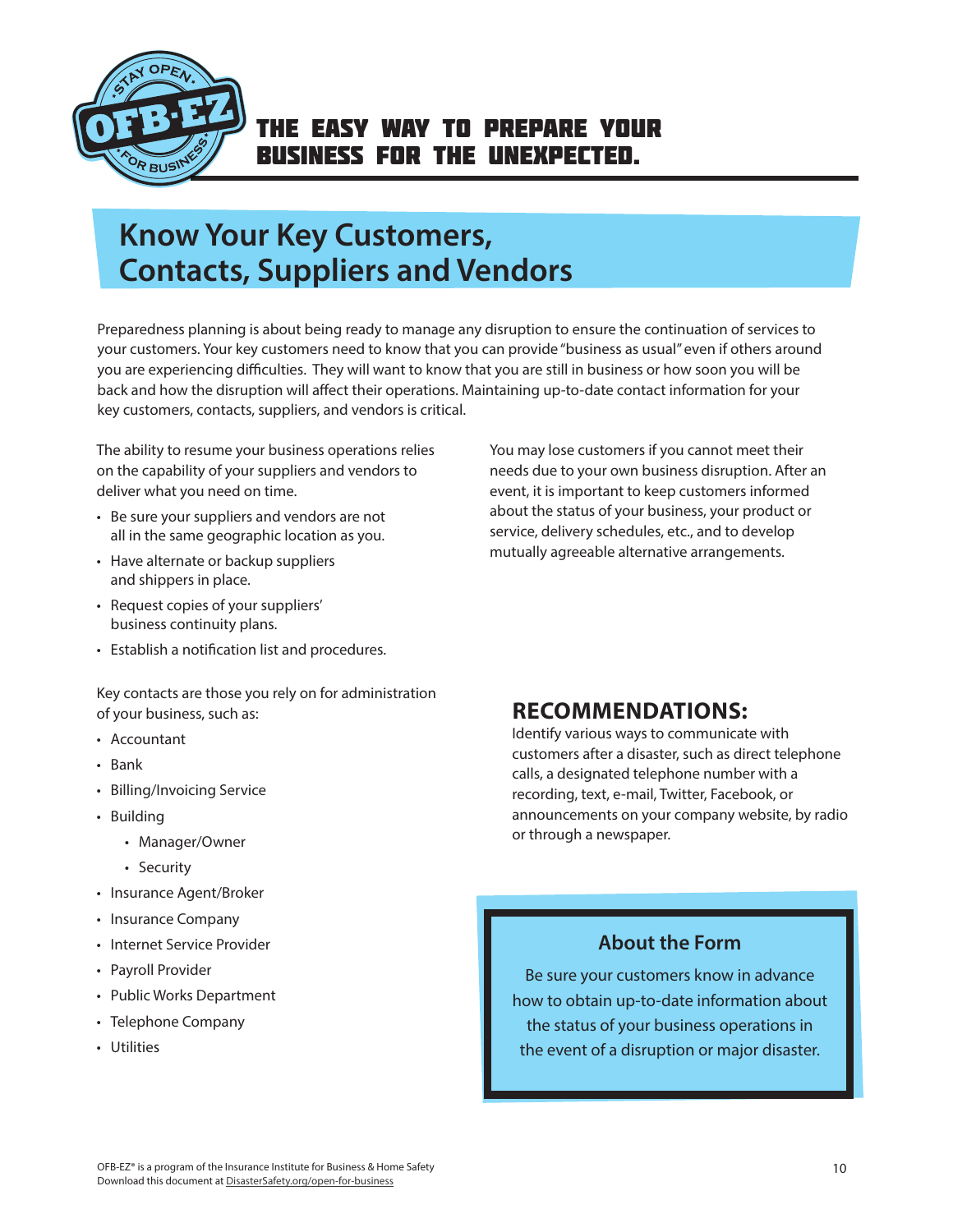THE EASY WAY TO PREPARE YOUR BUSINESS FOR THE UNEXPECTED.

# Know Your Key Customers, Contacts, Suppliers and Vendors

Preparedness planning is about being ready to manage any disruption to ensure the continuation of services to your customers. Your key customers need to know that you can provide "business as usual" even if others around you are experiencing difficulties. They will want to know that you are still in business or how soon you will be back and how the disruption will affect their operations. Maintaining up-to-date contact information for your key customers, contacts, suppliers, and vendors is critical.

The ability to resume your business operations relies on the capability of your suppliers and vendors to deliver what you need on time.

- Be sure your suppliers and vendors are not all in the same geographic location as you.
- Have alternate or backup suppliers and shippers in place.
- Request copies of your suppliers' business continuity plans.
- Establish a notification list and procedures.

Key contacts are those you rely on for administration of your business, such as:

- Accountant
- Bank
- Billing/Invoicing Service
- Building
  - Manager/Owner
  - Security
- Insurance Agent/Broker
- Insurance Company
- Internet Service Provider
- Payroll Provider
- Public Works Department
- Telephone Company
- Utilities

You may lose customers if you cannot meet their needs due to your own business disruption. After an event, it is important to keep customers informed about the status of your business, your product or service, delivery schedules, etc., and to develop mutually agreeable alternative arrangements.

## RECOMMENDATIONS:

Identify various ways to communicate with customers after a disaster, such as direct telephone calls, a designated telephone number with a recording, text, e-mail, Twitter, Facebook, or announcements on your company website, by radio or through a newspaper.

### About the Form

Be sure your customers know in advance how to obtain up-to-date information about the status of your business operations in the event of a disruption or major disaster.

OFB-EZ® is a program of the Insurance Institute for Business & Home Safety
Download this document at DisasterSafety.org/open-for-business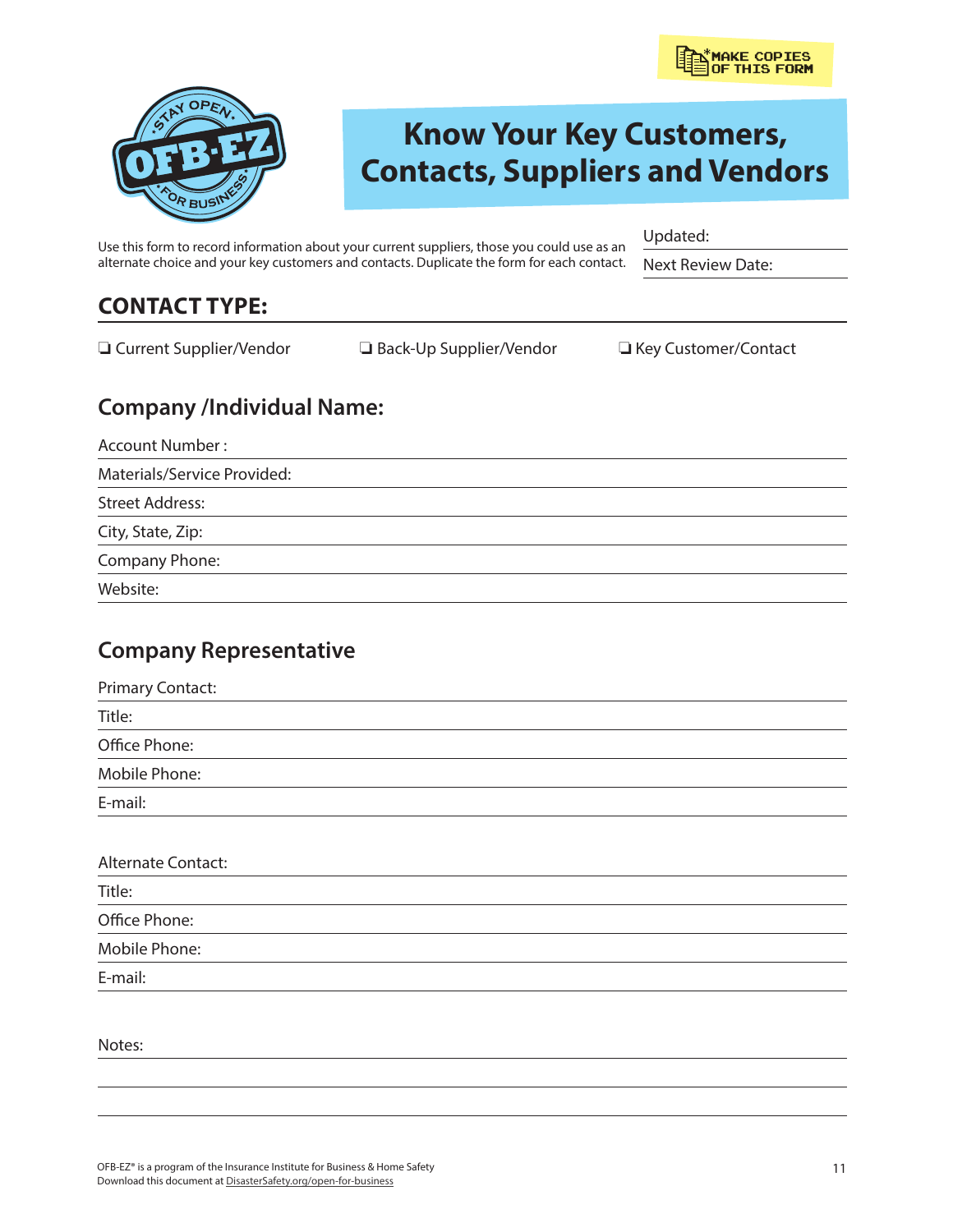*MAKE COPIES OF THIS FORM

# Know Your Key Customers, Contacts, Suppliers and Vendors

Use this form to record information about your current suppliers, those you could use as an alternate choice and your key customers and contacts. Duplicate the form for each contact.

Updated:

Next Review Date:

## CONTACT TYPE:

❏ Current Supplier/Vendor ❏ Back-Up Supplier/Vendor ❏ Key Customer/Contact

## Company /Individual Name:

Account Number :

Materials/Service Provided:

Street Address:

City, State, Zip:

Company Phone:

Website:

## Company Representative

Primary Contact:

Title:

Office Phone:

Mobile Phone:

E-mail:

Alternate Contact:

Title:

Office Phone:

Mobile Phone:

E-mail:

Notes:

OFB-EZ® is a program of the Insurance Institute for Business & Home Safety
Download this document at DisasterSafety.org/open-for-business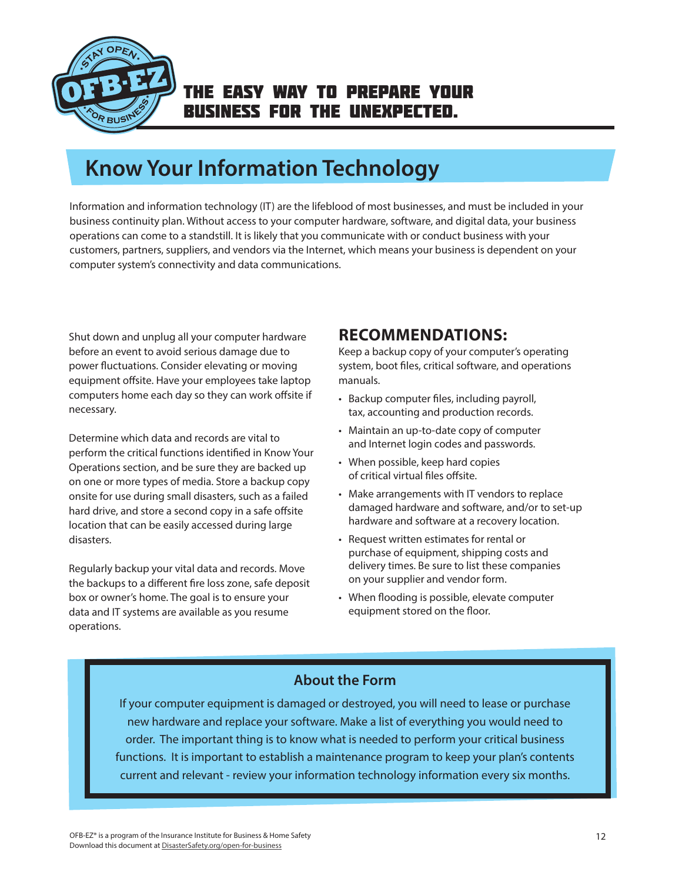THE EASY WAY TO PREPARE YOUR BUSINESS FOR THE UNEXPECTED.

# Know Your Information Technology

Information and information technology (IT) are the lifeblood of most businesses, and must be included in your business continuity plan. Without access to your computer hardware, software, and digital data, your business operations can come to a standstill. It is likely that you communicate with or conduct business with your customers, partners, suppliers, and vendors via the Internet, which means your business is dependent on your computer system's connectivity and data communications.

Shut down and unplug all your computer hardware before an event to avoid serious damage due to power fluctuations. Consider elevating or moving equipment offsite. Have your employees take laptop computers home each day so they can work offsite if necessary.

Determine which data and records are vital to perform the critical functions identified in Know Your Operations section, and be sure they are backed up on one or more types of media. Store a backup copy onsite for use during small disasters, such as a failed hard drive, and store a second copy in a safe offsite location that can be easily accessed during large disasters.

Regularly backup your vital data and records. Move the backups to a different fire loss zone, safe deposit box or owner's home. The goal is to ensure your data and IT systems are available as you resume operations.

## RECOMMENDATIONS:

Keep a backup copy of your computer's operating system, boot files, critical software, and operations manuals.

- Backup computer files, including payroll, tax, accounting and production records.
- Maintain an up-to-date copy of computer and Internet login codes and passwords.
- When possible, keep hard copies of critical virtual files offsite.
- Make arrangements with IT vendors to replace damaged hardware and software, and/or to set-up hardware and software at a recovery location.
- Request written estimates for rental or purchase of equipment, shipping costs and delivery times. Be sure to list these companies on your supplier and vendor form.
- When flooding is possible, elevate computer equipment stored on the floor.

### About the Form

If your computer equipment is damaged or destroyed, you will need to lease or purchase new hardware and replace your software. Make a list of everything you would need to order. The important thing is to know what is needed to perform your critical business functions. It is important to establish a maintenance program to keep your plan's contents current and relevant - review your information technology information every six months.

OFB-EZ® is a program of the Insurance Institute for Business & Home Safety
Download this document at DisasterSafety.org/open-for-business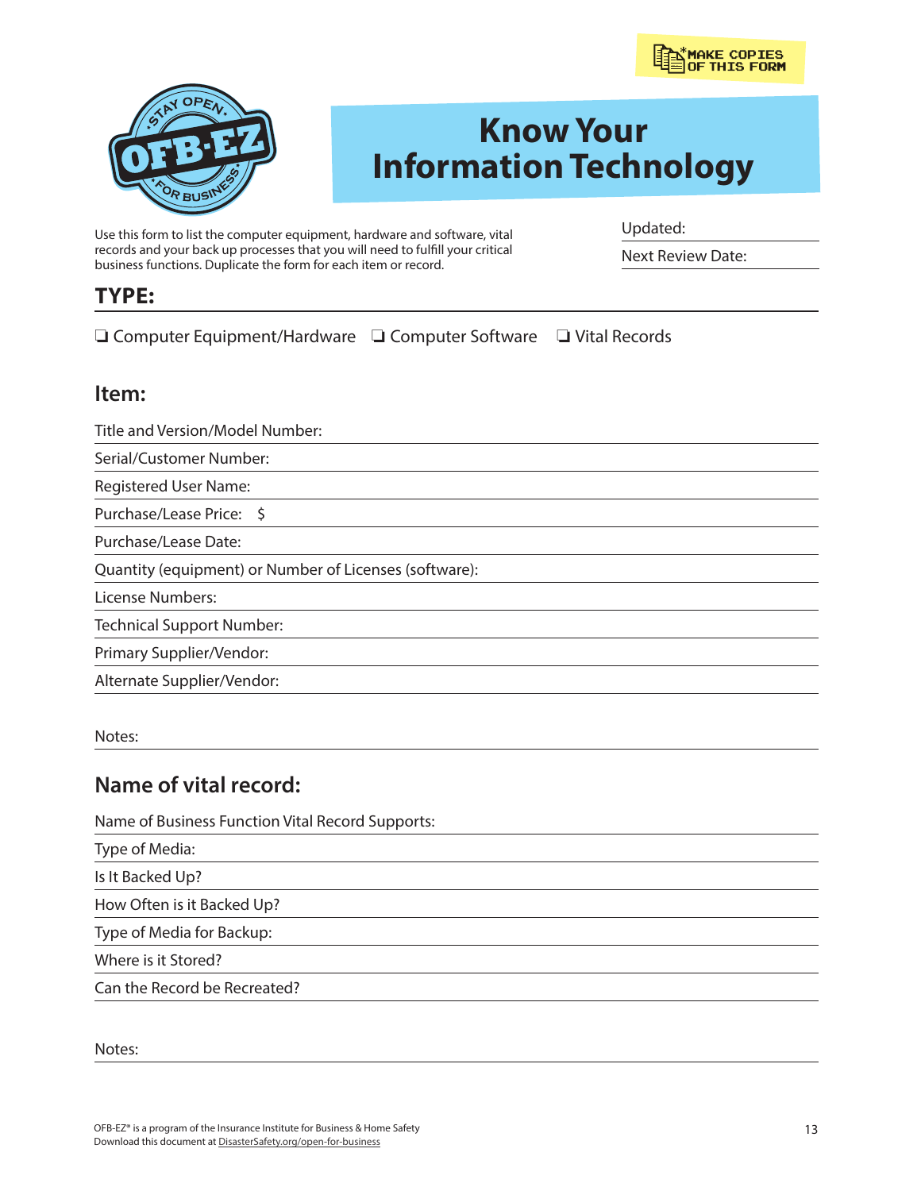*MAKE COPIES OF THIS FORM

# Know Your Information Technology

Use this form to list the computer equipment, hardware and software, vital records and your back up processes that you will need to fulfill your critical business functions. Duplicate the form for each item or record.

Updated:

Next Review Date:

## TYPE:

❏ Computer Equipment/Hardware ❏ Computer Software ❏ Vital Records

## Item:

Title and Version/Model Number:

Serial/Customer Number:

Registered User Name:

Purchase/Lease Price: $

Purchase/Lease Date:

Quantity (equipment) or Number of Licenses (software):

License Numbers:

Technical Support Number:

Primary Supplier/Vendor:

Alternate Supplier/Vendor:

Notes:

## Name of vital record:

Name of Business Function Vital Record Supports:

Type of Media:

Is It Backed Up?

How Often is it Backed Up?

Type of Media for Backup:

Where is it Stored?

Can the Record be Recreated?

Notes:

OFB-EZ® is a program of the Insurance Institute for Business & Home Safety
Download this document at DisasterSafety.org/open-for-business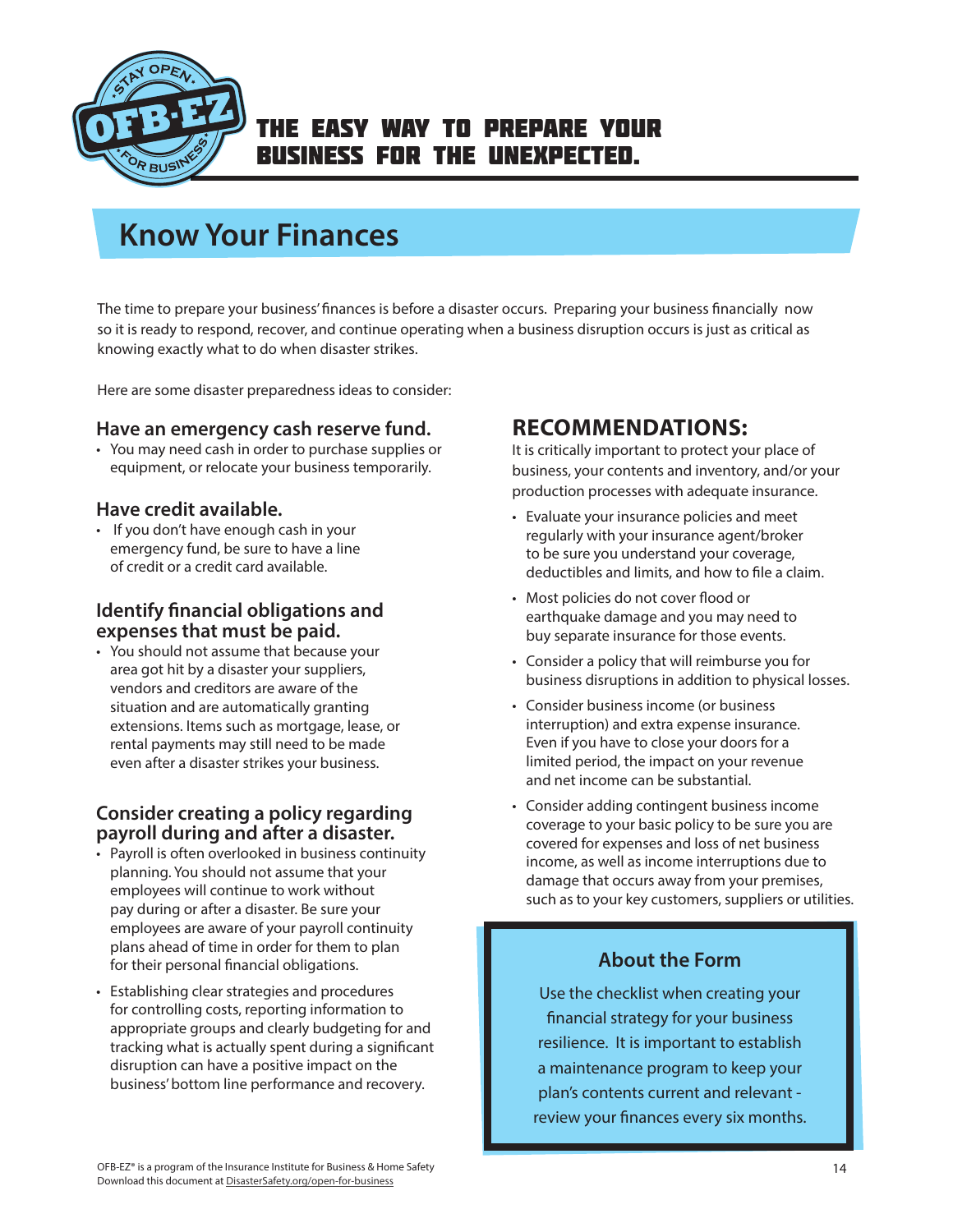THE EASY WAY TO PREPARE YOUR BUSINESS FOR THE UNEXPECTED.

# Know Your Finances

The time to prepare your business' finances is before a disaster occurs. Preparing your business financially now so it is ready to respond, recover, and continue operating when a business disruption occurs is just as critical as knowing exactly what to do when disaster strikes.

Here are some disaster preparedness ideas to consider:

### Have an emergency cash reserve fund.

- You may need cash in order to purchase supplies or equipment, or relocate your business temporarily.

### Have credit available.

- If you don't have enough cash in your emergency fund, be sure to have a line of credit or a credit card available.

### Identify financial obligations and expenses that must be paid.

- You should not assume that because your area got hit by a disaster your suppliers, vendors and creditors are aware of the situation and are automatically granting extensions. Items such as mortgage, lease, or rental payments may still need to be made even after a disaster strikes your business.

### Consider creating a policy regarding payroll during and after a disaster.

- Payroll is often overlooked in business continuity planning. You should not assume that your employees will continue to work without pay during or after a disaster. Be sure your employees are aware of your payroll continuity plans ahead of time in order for them to plan for their personal financial obligations.
- Establishing clear strategies and procedures for controlling costs, reporting information to appropriate groups and clearly budgeting for and tracking what is actually spent during a significant disruption can have a positive impact on the business' bottom line performance and recovery.

## RECOMMENDATIONS:

It is critically important to protect your place of business, your contents and inventory, and/or your production processes with adequate insurance.

- Evaluate your insurance policies and meet regularly with your insurance agent/broker to be sure you understand your coverage, deductibles and limits, and how to file a claim.
- Most policies do not cover flood or earthquake damage and you may need to buy separate insurance for those events.
- Consider a policy that will reimburse you for business disruptions in addition to physical losses.
- Consider business income (or business interruption) and extra expense insurance. Even if you have to close your doors for a limited period, the impact on your revenue and net income can be substantial.
- Consider adding contingent business income coverage to your basic policy to be sure you are covered for expenses and loss of net business income, as well as income interruptions due to damage that occurs away from your premises, such as to your key customers, suppliers or utilities.

### About the Form

Use the checklist when creating your financial strategy for your business resilience. It is important to establish a maintenance program to keep your plan's contents current and relevant - review your finances every six months.

OFB-EZ® is a program of the Insurance Institute for Business & Home Safety
Download this document at DisasterSafety.org/open-for-business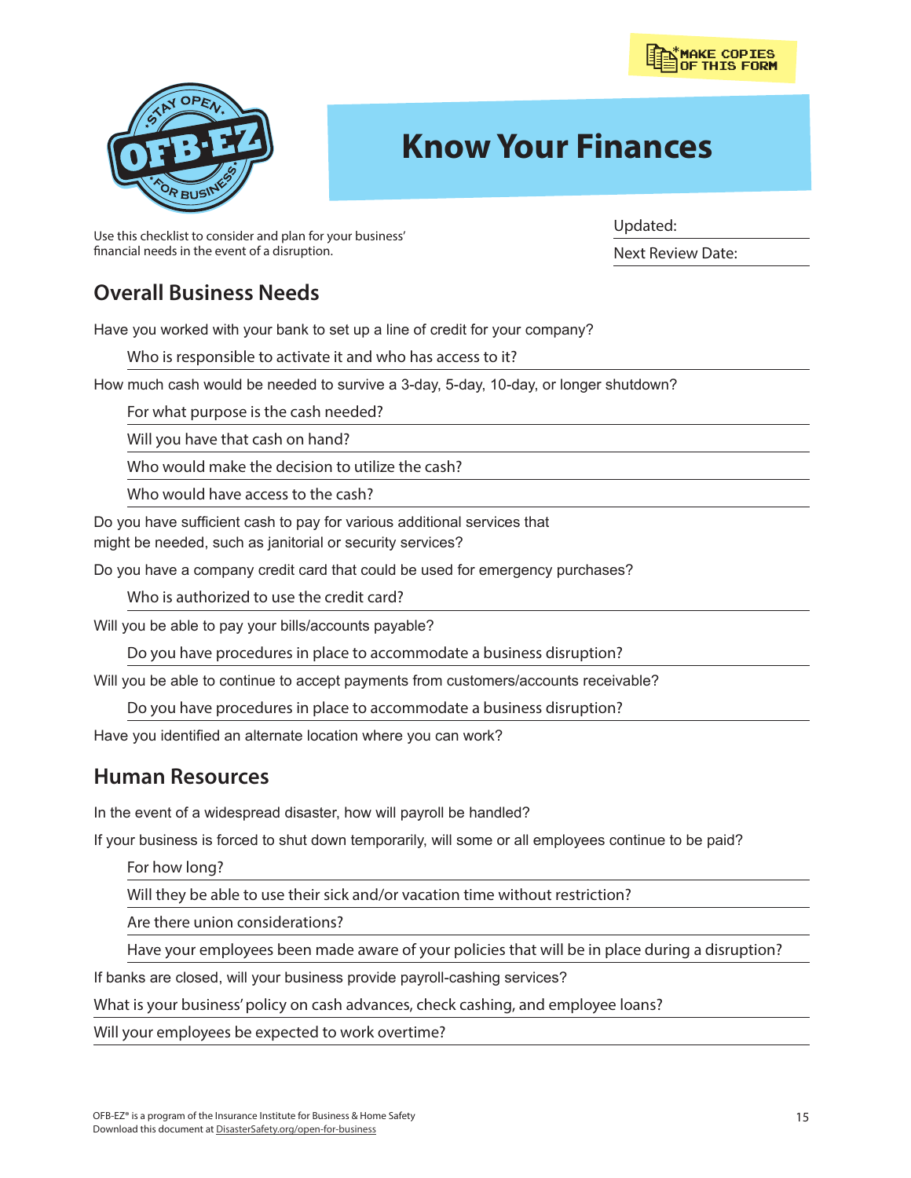*MAKE COPIES OF THIS FORM

# Know Your Finances

Use this checklist to consider and plan for your business' financial needs in the event of a disruption.

Updated:

Next Review Date:

## Overall Business Needs

Have you worked with your bank to set up a line of credit for your company?

- Who is responsible to activate it and who has access to it?

How much cash would be needed to survive a 3-day, 5-day, 10-day, or longer shutdown?

- For what purpose is the cash needed?
- Will you have that cash on hand?
- Who would make the decision to utilize the cash?
- Who would have access to the cash?

Do you have sufficient cash to pay for various additional services that might be needed, such as janitorial or security services?

Do you have a company credit card that could be used for emergency purchases?

- Who is authorized to use the credit card?

Will you be able to pay your bills/accounts payable?

- Do you have procedures in place to accommodate a business disruption?

Will you be able to continue to accept payments from customers/accounts receivable?

- Do you have procedures in place to accommodate a business disruption?

Have you identified an alternate location where you can work?

## Human Resources

In the event of a widespread disaster, how will payroll be handled?

If your business is forced to shut down temporarily, will some or all employees continue to be paid?

- For how long?
- Will they be able to use their sick and/or vacation time without restriction?
- Are there union considerations?
- Have your employees been made aware of your policies that will be in place during a disruption?

If banks are closed, will your business provide payroll-cashing services?

What is your business' policy on cash advances, check cashing, and employee loans?

Will your employees be expected to work overtime?

OFB-EZ® is a program of the Insurance Institute for Business & Home Safety
Download this document at DisasterSafety.org/open-for-business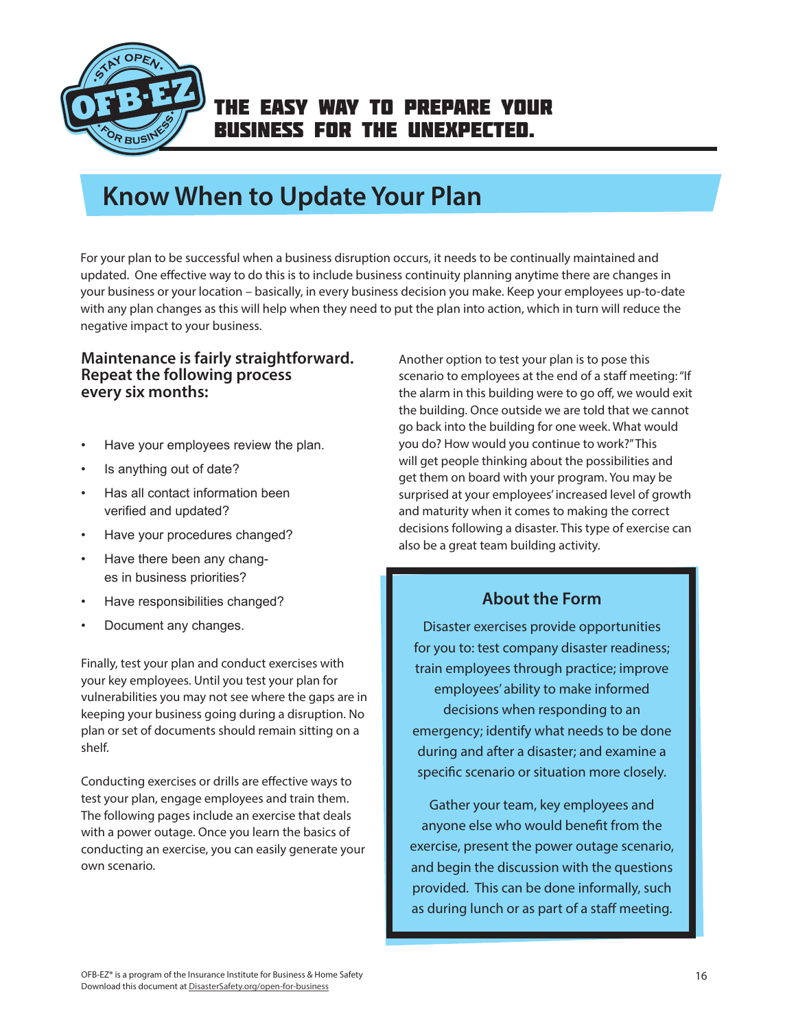# Know When to Update Your Plan

For your plan to be successful when a business disruption occurs, it needs to be continually maintained and updated. One effective way to do this is to include business continuity planning anytime there are changes in your business or your location – basically, in every business decision you make. Keep your employees up-to-date with any plan changes as this will help when they need to put the plan into action, which in turn will reduce the negative impact to your business.

### Maintenance is fairly straightforward. Repeat the following process every six months:

- Have your employees review the plan.
- Is anything out of date?
- Has all contact information been verified and updated?
- Have your procedures changed?
- Have there been any changes in business priorities?
- Have responsibilities changed?
- Document any changes.

Finally, test your plan and conduct exercises with your key employees. Until you test your plan for vulnerabilities you may not see where the gaps are in keeping your business going during a disruption. No plan or set of documents should remain sitting on a shelf.

Conducting exercises or drills are effective ways to test your plan, engage employees and train them. The following pages include an exercise that deals with a power outage. Once you learn the basics of conducting an exercise, you can easily generate your own scenario.

Another option to test your plan is to pose this scenario to employees at the end of a staff meeting: "If the alarm in this building were to go off, we would exit the building. Once outside we are told that we cannot go back into the building for one week. What would you do? How would you continue to work?" This will get people thinking about the possibilities and get them on board with your program. You may be surprised at your employees' increased level of growth and maturity when it comes to making the correct decisions following a disaster. This type of exercise can also be a great team building activity.

### About the Form

Disaster exercises provide opportunities for you to: test company disaster readiness; train employees through practice; improve employees' ability to make informed decisions when responding to an emergency; identify what needs to be done during and after a disaster; and examine a specific scenario or situation more closely.

Gather your team, key employees and anyone else who would benefit from the exercise, present the power outage scenario, and begin the discussion with the questions provided. This can be done informally, such as during lunch or as part of a staff meeting.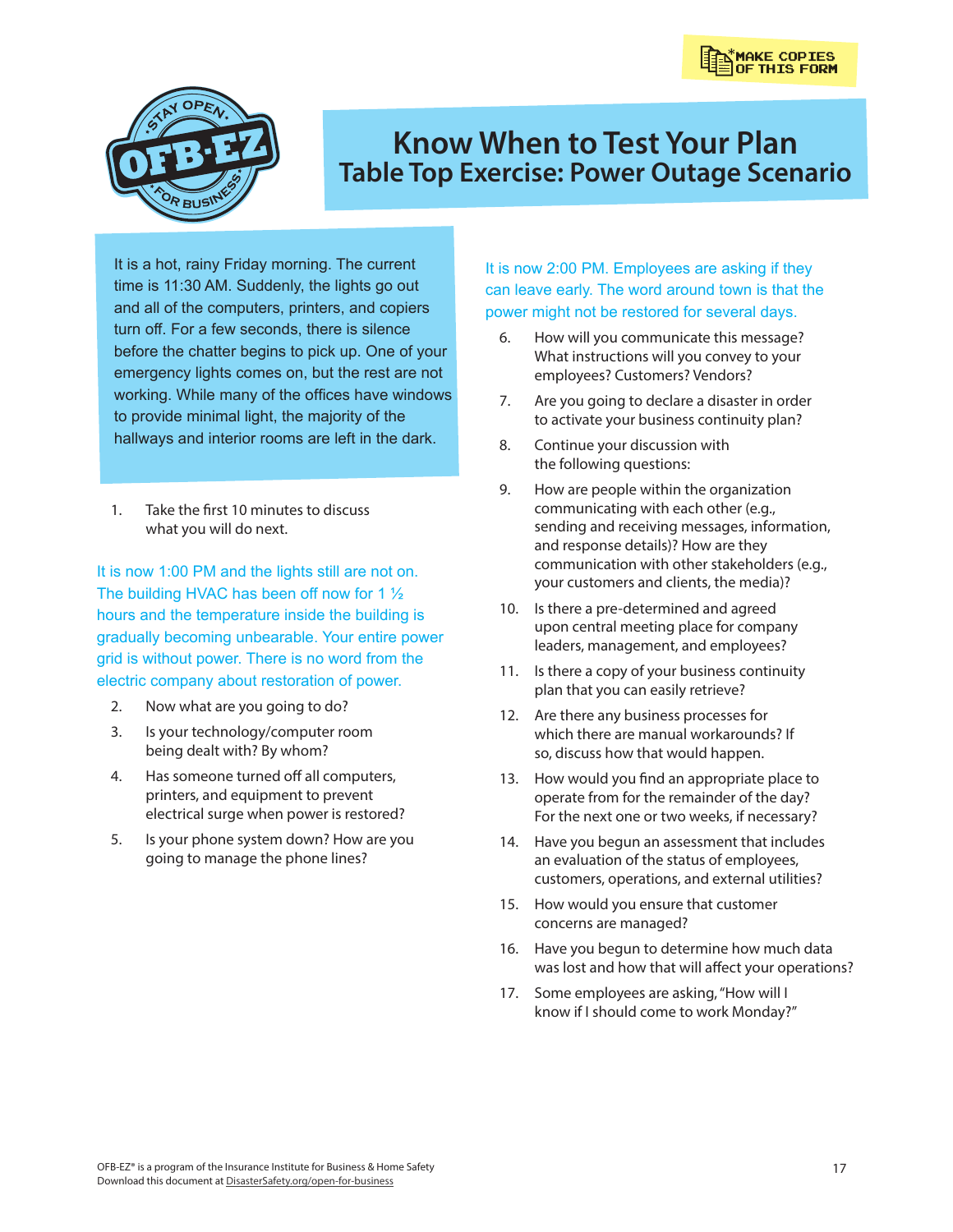*MAKE COPIES OF THIS FORM

# Know When to Test Your Plan

## Table Top Exercise: Power Outage Scenario

It is a hot, rainy Friday morning. The current time is 11:30 AM. Suddenly, the lights go out and all of the computers, printers, and copiers turn off. For a few seconds, there is silence before the chatter begins to pick up. One of your emergency lights comes on, but the rest are not working. While many of the offices have windows to provide minimal light, the majority of the hallways and interior rooms are left in the dark.

1. Take the first 10 minutes to discuss what you will do next.

It is now 1:00 PM and the lights still are not on. The building HVAC has been off now for 1 ½ hours and the temperature inside the building is gradually becoming unbearable. Your entire power grid is without power. There is no word from the electric company about restoration of power.

2. Now what are you going to do?
3. Is your technology/computer room being dealt with? By whom?
4. Has someone turned off all computers, printers, and equipment to prevent electrical surge when power is restored?
5. Is your phone system down? How are you going to manage the phone lines?

It is now 2:00 PM. Employees are asking if they can leave early. The word around town is that the power might not be restored for several days.

6. How will you communicate this message? What instructions will you convey to your employees? Customers? Vendors?
7. Are you going to declare a disaster in order to activate your business continuity plan?
8. Continue your discussion with the following questions:
9. How are people within the organization communicating with each other (e.g., sending and receiving messages, information, and response details)? How are they communication with other stakeholders (e.g., your customers and clients, the media)?
10. Is there a pre-determined and agreed upon central meeting place for company leaders, management, and employees?
11. Is there a copy of your business continuity plan that you can easily retrieve?
12. Are there any business processes for which there are manual workarounds? If so, discuss how that would happen.
13. How would you find an appropriate place to operate from for the remainder of the day? For the next one or two weeks, if necessary?
14. Have you begun an assessment that includes an evaluation of the status of employees, customers, operations, and external utilities?
15. How would you ensure that customer concerns are managed?
16. Have you begun to determine how much data was lost and how that will affect your operations?
17. Some employees are asking, "How will I know if I should come to work Monday?"

OFB-EZ® is a program of the Insurance Institute for Business & Home Safety
Download this document at DisasterSafety.org/open-for-business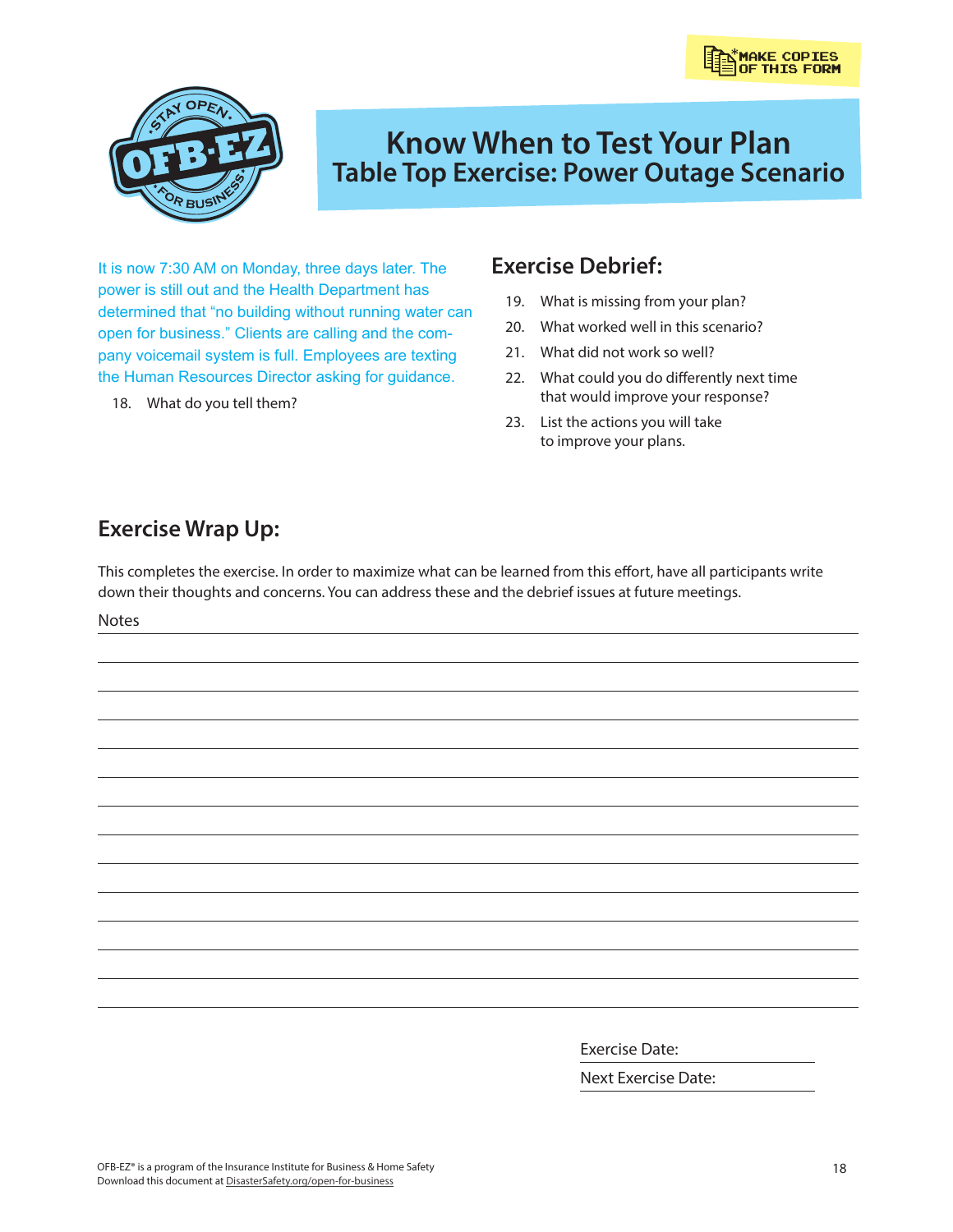*MAKE COPIES OF THIS FORM

# Know When to Test Your Plan
## Table Top Exercise: Power Outage Scenario

It is now 7:30 AM on Monday, three days later. The power is still out and the Health Department has determined that "no building without running water can open for business." Clients are calling and the company voicemail system is full. Employees are texting the Human Resources Director asking for guidance.

18. What do you tell them?

## Exercise Debrief:

19. What is missing from your plan?
20. What worked well in this scenario?
21. What did not work so well?
22. What could you do differently next time that would improve your response?
23. List the actions you will take to improve your plans.

## Exercise Wrap Up:

This completes the exercise. In order to maximize what can be learned from this effort, have all participants write down their thoughts and concerns. You can address these and the debrief issues at future meetings.

Notes

Exercise Date:

Next Exercise Date:

OFB-EZ® is a program of the Insurance Institute for Business & Home Safety
Download this document at DisasterSafety.org/open-for-business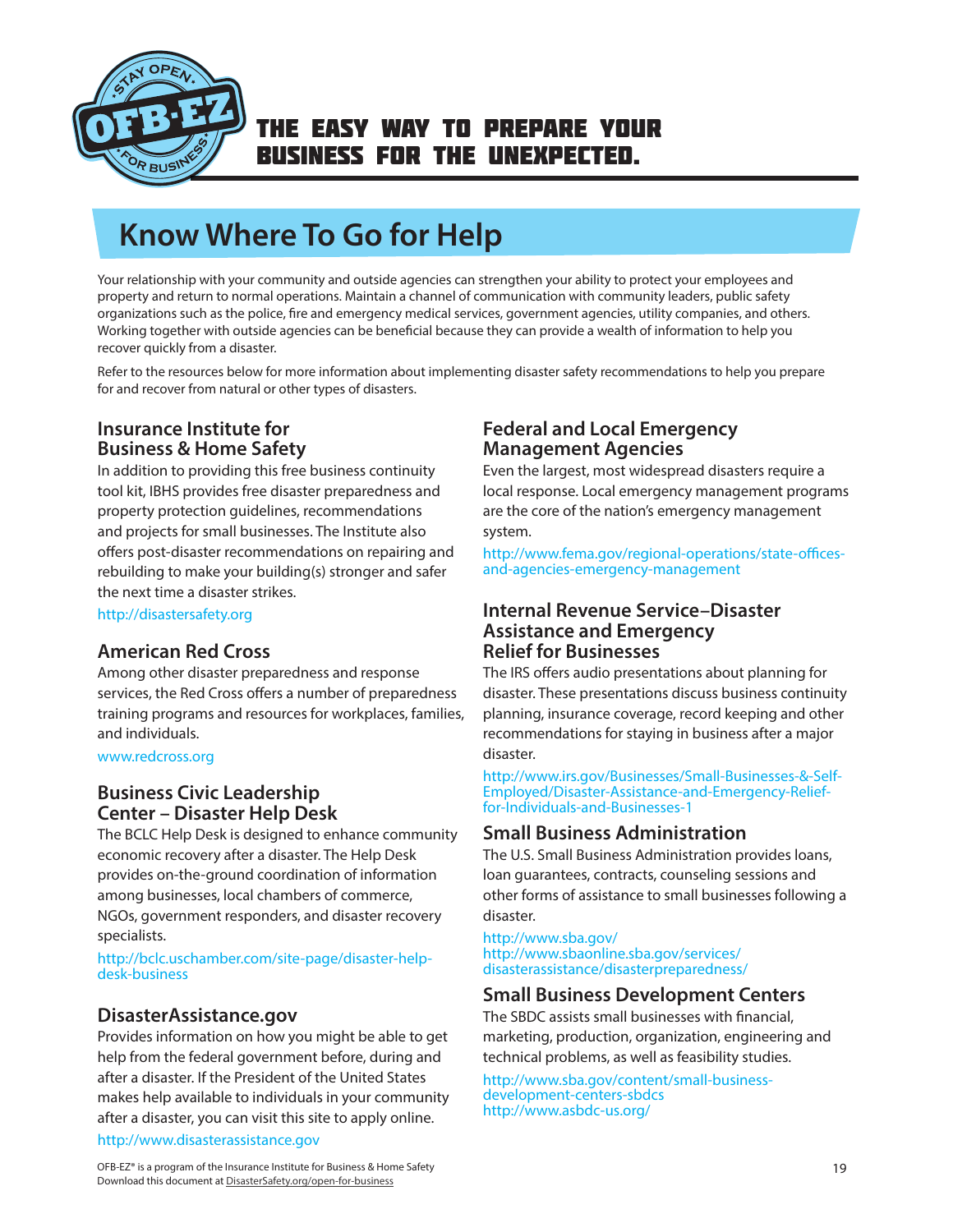# Know Where To Go for Help

Your relationship with your community and outside agencies can strengthen your ability to protect your employees and property and return to normal operations. Maintain a channel of communication with community leaders, public safety organizations such as the police, fire and emergency medical services, government agencies, utility companies, and others. Working together with outside agencies can be beneficial because they can provide a wealth of information to help you recover quickly from a disaster.

Refer to the resources below for more information about implementing disaster safety recommendations to help you prepare for and recover from natural or other types of disasters.

## Insurance Institute for Business & Home Safety

In addition to providing this free business continuity tool kit, IBHS provides free disaster preparedness and property protection guidelines, recommendations and projects for small businesses. The Institute also offers post-disaster recommendations on repairing and rebuilding to make your building(s) stronger and safer the next time a disaster strikes.

http://disastersafety.org

## American Red Cross

Among other disaster preparedness and response services, the Red Cross offers a number of preparedness training programs and resources for workplaces, families, and individuals.

www.redcross.org

## Business Civic Leadership Center – Disaster Help Desk

The BCLC Help Desk is designed to enhance community economic recovery after a disaster. The Help Desk provides on-the-ground coordination of information among businesses, local chambers of commerce, NGOs, government responders, and disaster recovery specialists.

http://bclc.uschamber.com/site-page/disaster-help-desk-business

## DisasterAssistance.gov

Provides information on how you might be able to get help from the federal government before, during and after a disaster. If the President of the United States makes help available to individuals in your community after a disaster, you can visit this site to apply online.

http://www.disasterassistance.gov

## Federal and Local Emergency Management Agencies

Even the largest, most widespread disasters require a local response. Local emergency management programs are the core of the nation's emergency management system.

http://www.fema.gov/regional-operations/state-offices-and-agencies-emergency-management

## Internal Revenue Service–Disaster Assistance and Emergency Relief for Businesses

The IRS offers audio presentations about planning for disaster. These presentations discuss business continuity planning, insurance coverage, record keeping and other recommendations for staying in business after a major disaster.

http://www.irs.gov/Businesses/Small-Businesses-&-Self-Employed/Disaster-Assistance-and-Emergency-Relief-for-Individuals-and-Businesses-1

## Small Business Administration

The U.S. Small Business Administration provides loans, loan guarantees, contracts, counseling sessions and other forms of assistance to small businesses following a disaster.

http://www.sba.gov/
http://www.sbaonline.sba.gov/services/disasterassistance/disasterpreparedness/

## Small Business Development Centers

The SBDC assists small businesses with financial, marketing, production, organization, engineering and technical problems, as well as feasibility studies.

http://www.sba.gov/content/small-business-development-centers-sbdcs
http://www.asbdc-us.org/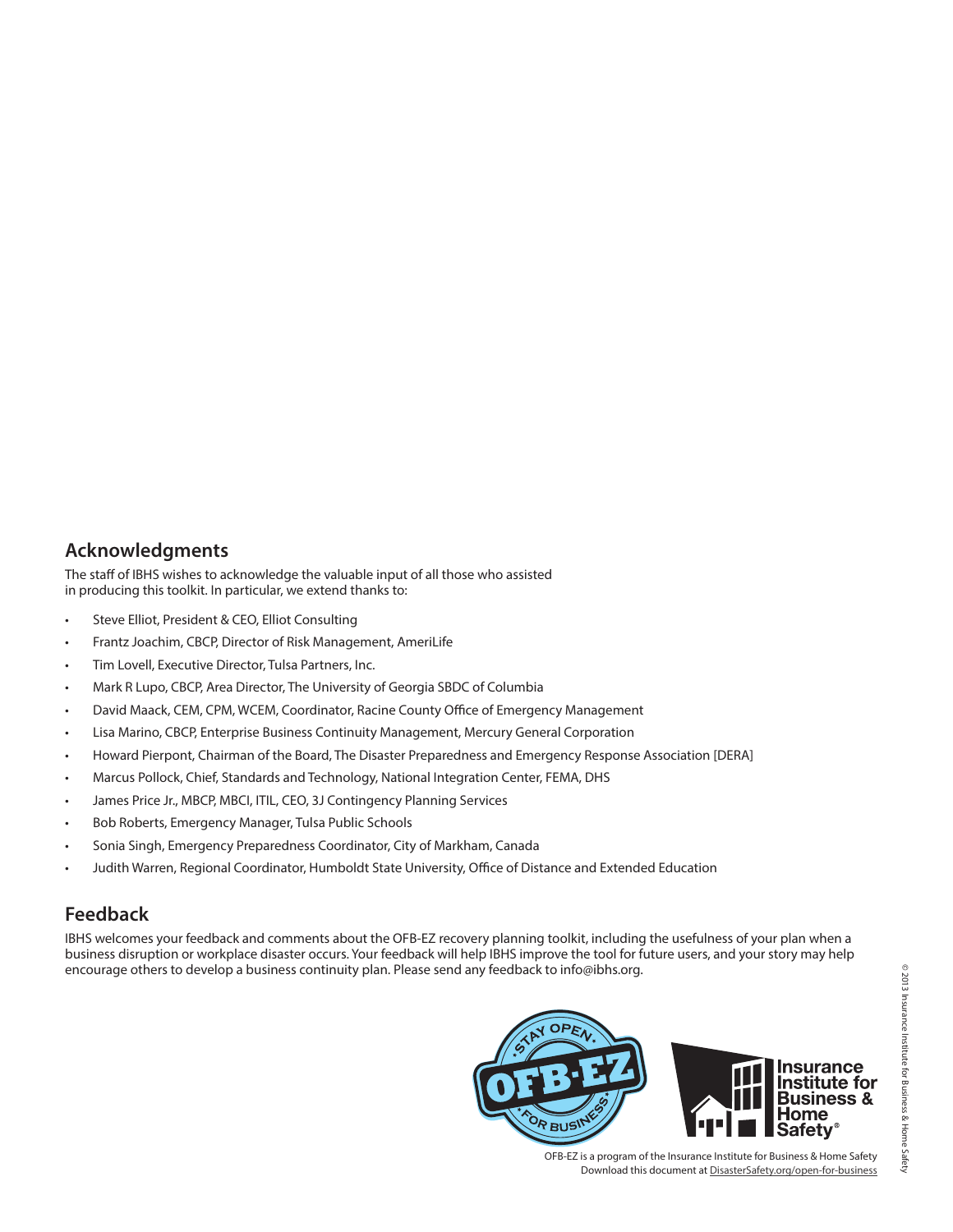## Acknowledgments

The staff of IBHS wishes to acknowledge the valuable input of all those who assisted in producing this toolkit. In particular, we extend thanks to:

- Steve Elliot, President & CEO, Elliot Consulting
- Frantz Joachim, CBCP, Director of Risk Management, AmeriLife
- Tim Lovell, Executive Director, Tulsa Partners, Inc.
- Mark R Lupo, CBCP, Area Director, The University of Georgia SBDC of Columbia
- David Maack, CEM, CPM, WCEM, Coordinator, Racine County Office of Emergency Management
- Lisa Marino, CBCP, Enterprise Business Continuity Management, Mercury General Corporation
- Howard Pierpont, Chairman of the Board, The Disaster Preparedness and Emergency Response Association [DERA]
- Marcus Pollock, Chief, Standards and Technology, National Integration Center, FEMA, DHS
- James Price Jr., MBCP, MBCI, ITIL, CEO, 3J Contingency Planning Services
- Bob Roberts, Emergency Manager, Tulsa Public Schools
- Sonia Singh, Emergency Preparedness Coordinator, City of Markham, Canada
- Judith Warren, Regional Coordinator, Humboldt State University, Office of Distance and Extended Education

## Feedback

IBHS welcomes your feedback and comments about the OFB-EZ recovery planning toolkit, including the usefulness of your plan when a business disruption or workplace disaster occurs. Your feedback will help IBHS improve the tool for future users, and your story may help encourage others to develop a business continuity plan. Please send any feedback to info@ibhs.org.

STAY OPEN. OFB-EZ FOR BUSINESS

Insurance Institute for Business & Home Safety®

OFB-EZ is a program of the Insurance Institute for Business & Home Safety
Download this document at DisasterSafety.org/open-for-business

© 2013 Insurance Institute for Business & Home Safety